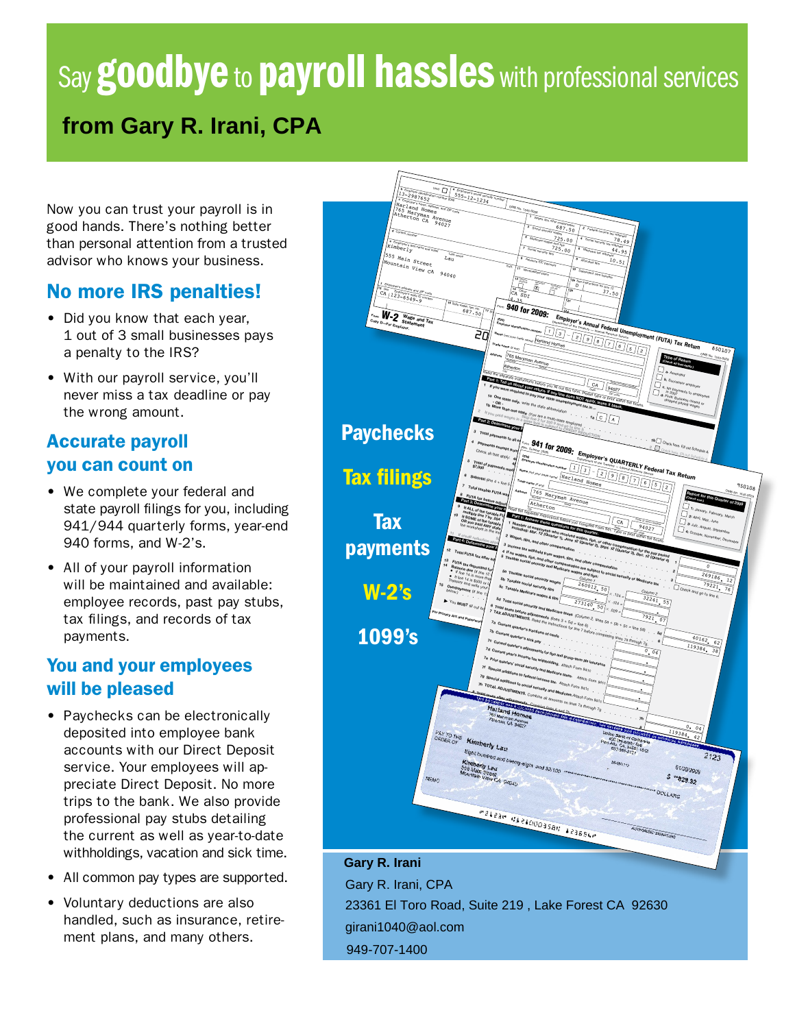# Say goodbye to payroll hassles with professional services

## from Gary R. Irani, CPA

Now you can trust your payroll is in good hands. There's nothing better than personal attention from a trusted advisor who knows your business.

### No more IRS penalties!

- Did you know that each year, 1 out of 3 small businesses pays a penalty to the IRS?
- With our payroll service, you'll never miss a tax deadline or pay the wrong amount.

### Accurate payroll you can count on

- We complete your federal and state payroll filings for you, including 941/944 quarterly forms, year-end 940 forms, and W-2's.
- All of your payroll information will be maintained and available: employee records, past pay stubs, tax filings, and records of tax payments.

### You and your employees will be pleased

- Paychecks can be electronically deposited into employee bank accounts with our Direct Deposit service. Your employees will appreciate Direct Deposit. No more trips to the bank. We also provide professional pay stubs detailing the current as well as year-to-date withholdings, vacation and sick time.
- All common pay types are supported.
- Voluntary deductions are also handled, such as insurance, retirement plans, and many others.

**Paychecks**

**Tax filings**

**Tax payments**

**W-2's**

**1099's**

**Gary R. Irani**

Gary R. Irani, CPA
23361 El Toro Road, Suite 219 , Lake Forest CA 92630
girani1040@aol.com
949-707-1400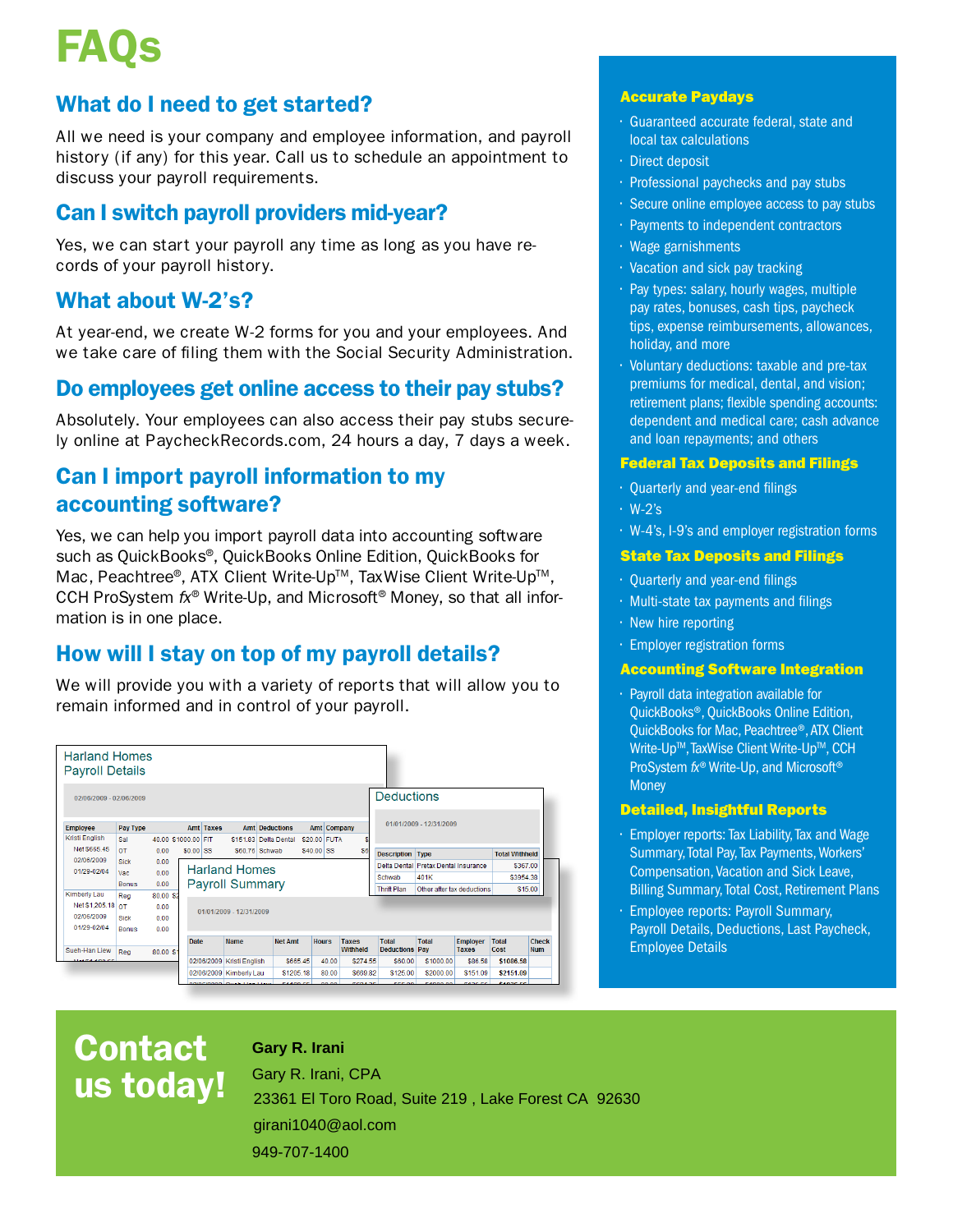# FAQs

## What do I need to get started?

All we need is your company and employee information, and payroll history (if any) for this year. Call us to schedule an appointment to discuss your payroll requirements.

## Can I switch payroll providers mid-year?

Yes, we can start your payroll any time as long as you have records of your payroll history.

## What about W-2's?

At year-end, we create W-2 forms for you and your employees. And we take care of filing them with the Social Security Administration.

## Do employees get online access to their pay stubs?

Absolutely. Your employees can also access their pay stubs securely online at PaycheckRecords.com, 24 hours a day, 7 days a week.

## Can I import payroll information to my accounting software?

Yes, we can help you import payroll data into accounting software such as QuickBooks®, QuickBooks Online Edition, QuickBooks for Mac, Peachtree®, ATX Client Write-Up™, TaxWise Client Write-Up™, CCH ProSystem *fx*® Write-Up, and Microsoft® Money, so that all information is in one place.

## How will I stay on top of my payroll details?

We will provide you with a variety of reports that will allow you to remain informed and in control of your payroll.

### Accurate Paydays

- Guaranteed accurate federal, state and local tax calculations
- Direct deposit
- Professional paychecks and pay stubs
- Secure online employee access to pay stubs
- Payments to independent contractors
- Wage garnishments
- Vacation and sick pay tracking
- Pay types: salary, hourly wages, multiple pay rates, bonuses, cash tips, paycheck tips, expense reimbursements, allowances, holiday, and more
- Voluntary deductions: taxable and pre-tax premiums for medical, dental, and vision; retirement plans; flexible spending accounts: dependent and medical care; cash advance and loan repayments; and others

### Federal Tax Deposits and Filings

- Quarterly and year-end filings
- W-2's
- W-4's, I-9's and employer registration forms

### State Tax Deposits and Filings

- Quarterly and year-end filings
- Multi-state tax payments and filings
- New hire reporting
- Employer registration forms

### Accounting Software Integration

- Payroll data integration available for QuickBooks®, QuickBooks Online Edition, QuickBooks for Mac, Peachtree®, ATX Client Write-Up™, TaxWise Client Write-Up™, CCH ProSystem *fx*® Write-Up, and Microsoft® Money

### Detailed, Insightful Reports

- Employer reports: Tax Liability, Tax and Wage Summary, Total Pay, Tax Payments, Workers' Compensation, Vacation and Sick Leave, Billing Summary, Total Cost, Retirement Plans
- Employee reports: Payroll Summary, Payroll Details, Deductions, Last Paycheck, Employee Details

## Contact us today!

**Gary R. Irani**

Gary R. Irani, CPA

23361 El Toro Road, Suite 219 , Lake Forest CA 92630

girani1040@aol.com

949-707-1400